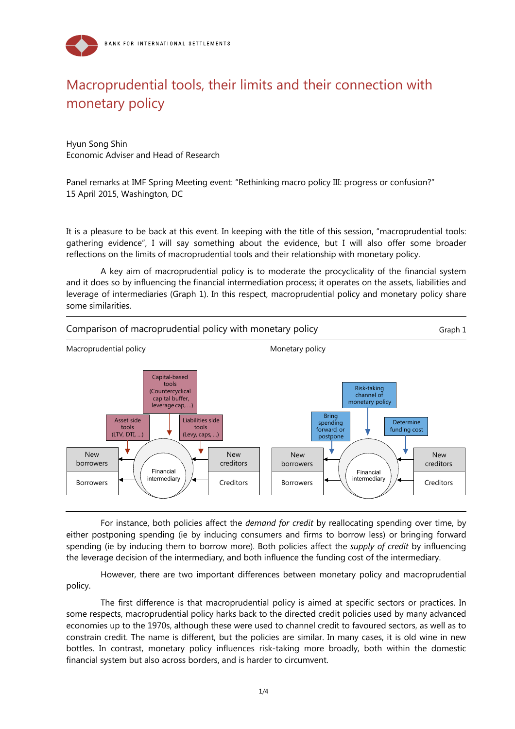# Macroprudential tools, their limits and their connection with monetary policy

Hyun Song Shin
Economic Adviser and Head of Research

Panel remarks at IMF Spring Meeting event: "Rethinking macro policy III: progress or confusion?"
15 April 2015, Washington, DC

It is a pleasure to be back at this event. In keeping with the title of this session, "macroprudential tools: gathering evidence", I will say something about the evidence, but I will also offer some broader reflections on the limits of macroprudential tools and their relationship with monetary policy.

A key aim of macroprudential policy is to moderate the procyclicality of the financial system and it does so by influencing the financial intermediation process; it operates on the assets, liabilities and leverage of intermediaries (Graph 1). In this respect, macroprudential policy and monetary policy share some similarities.

Comparison of macroprudential policy with monetary policy — Graph 1

Macroprudential policy

- Capital-based tools (Countercyclical capital buffer, leverage cap, …)
- Asset side tools (LTV, DTI, …)
- Liabilities side tools (Levy, caps, …)
- New borrowers / Borrowers — Financial intermediary — New creditors / Creditors

Monetary policy

- Risk-taking channel of monetary policy
- Bring spending forward, or postpone
- Determine funding cost
- New borrowers / Borrowers — Financial intermediary — New creditors / Creditors

For instance, both policies affect the *demand for credit* by reallocating spending over time, by either postponing spending (ie by inducing consumers and firms to borrow less) or bringing forward spending (ie by inducing them to borrow more). Both policies affect the *supply of credit* by influencing the leverage decision of the intermediary, and both influence the funding cost of the intermediary.

However, there are two important differences between monetary policy and macroprudential policy.

The first difference is that macroprudential policy is aimed at specific sectors or practices. In some respects, macroprudential policy harks back to the directed credit policies used by many advanced economies up to the 1970s, although these were used to channel credit to favoured sectors, as well as to constrain credit. The name is different, but the policies are similar. In many cases, it is old wine in new bottles. In contrast, monetary policy influences risk-taking more broadly, both within the domestic financial system but also across borders, and is harder to circumvent.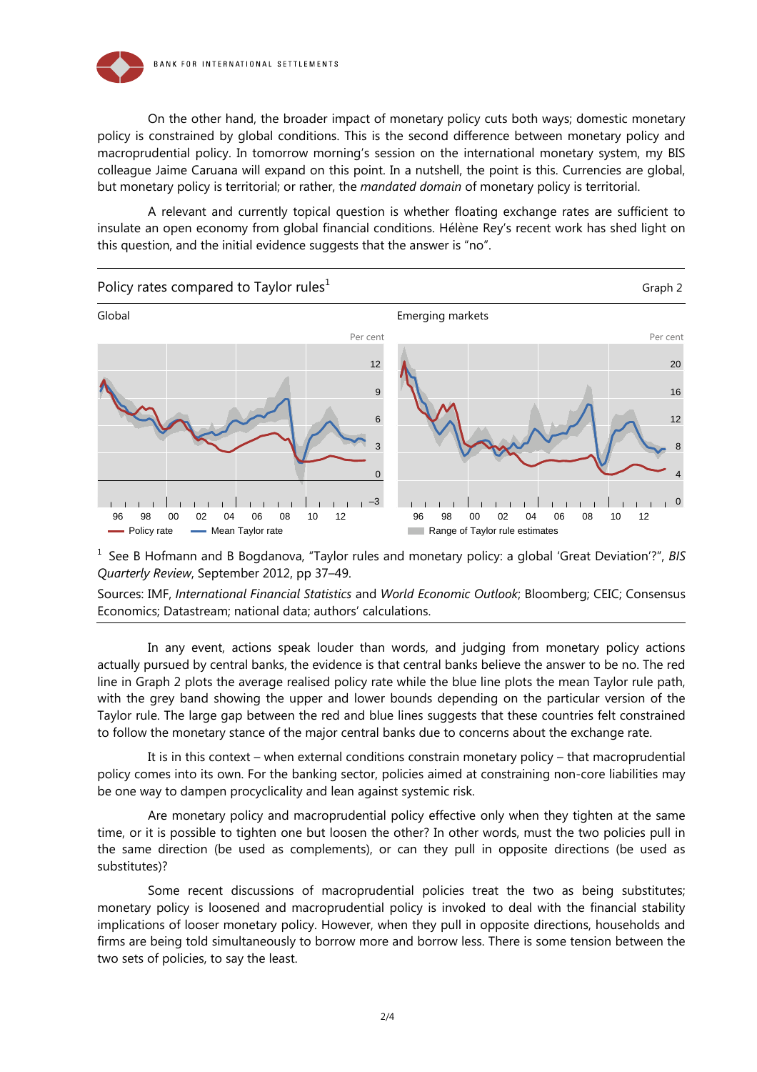On the other hand, the broader impact of monetary policy cuts both ways; domestic monetary policy is constrained by global conditions. This is the second difference between monetary policy and macroprudential policy. In tomorrow morning's session on the international monetary system, my BIS colleague Jaime Caruana will expand on this point. In a nutshell, the point is this. Currencies are global, but monetary policy is territorial; or rather, the *mandated domain* of monetary policy is territorial.

A relevant and currently topical question is whether floating exchange rates are sufficient to insulate an open economy from global financial conditions. Hélène Rey's recent work has shed light on this question, and the initial evidence suggests that the answer is "no".

Policy rates compared to Taylor rules[1] — Graph 2

Global | Emerging markets

Policy rate — Mean Taylor rate — Range of Taylor rule estimates

[1] See B Hofmann and B Bogdanova, "Taylor rules and monetary policy: a global 'Great Deviation'?", *BIS Quarterly Review*, September 2012, pp 37–49.

Sources: IMF, *International Financial Statistics* and *World Economic Outlook*; Bloomberg; CEIC; Consensus Economics; Datastream; national data; authors' calculations.

In any event, actions speak louder than words, and judging from monetary policy actions actually pursued by central banks, the evidence is that central banks believe the answer to be no. The red line in Graph 2 plots the average realised policy rate while the blue line plots the mean Taylor rule path, with the grey band showing the upper and lower bounds depending on the particular version of the Taylor rule. The large gap between the red and blue lines suggests that these countries felt constrained to follow the monetary stance of the major central banks due to concerns about the exchange rate.

It is in this context – when external conditions constrain monetary policy – that macroprudential policy comes into its own. For the banking sector, policies aimed at constraining non-core liabilities may be one way to dampen procyclicality and lean against systemic risk.

Are monetary policy and macroprudential policy effective only when they tighten at the same time, or it is possible to tighten one but loosen the other? In other words, must the two policies pull in the same direction (be used as complements), or can they pull in opposite directions (be used as substitutes)?

Some recent discussions of macroprudential policies treat the two as being substitutes; monetary policy is loosened and macroprudential policy is invoked to deal with the financial stability implications of looser monetary policy. However, when they pull in opposite directions, households and firms are being told simultaneously to borrow more and borrow less. There is some tension between the two sets of policies, to say the least.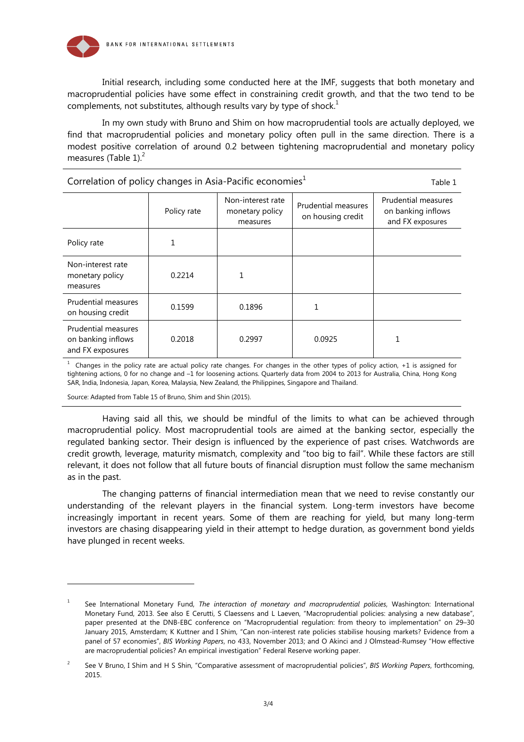Initial research, including some conducted here at the IMF, suggests that both monetary and macroprudential policies have some effect in constraining credit growth, and that the two tend to be complements, not substitutes, although results vary by type of shock.[1]

In my own study with Bruno and Shim on how macroprudential tools are actually deployed, we find that macroprudential policies and monetary policy often pull in the same direction. There is a modest positive correlation of around 0.2 between tightening macroprudential and monetary policy measures (Table 1).[2]

Correlation of policy changes in Asia-Pacific economies[1] — Table 1

| | Policy rate | Non-interest rate monetary policy measures | Prudential measures on housing credit | Prudential measures on banking inflows and FX exposures |
|---|---|---|---|---|
| Policy rate | 1 | | | |
| Non-interest rate monetary policy measures | 0.2214 | 1 | | |
| Prudential measures on housing credit | 0.1599 | 0.1896 | 1 | |
| Prudential measures on banking inflows and FX exposures | 0.2018 | 0.2997 | 0.0925 | 1 |

[1] Changes in the policy rate are actual policy rate changes. For changes in the other types of policy action, +1 is assigned for tightening actions, 0 for no change and –1 for loosening actions. Quarterly data from 2004 to 2013 for Australia, China, Hong Kong SAR, India, Indonesia, Japan, Korea, Malaysia, New Zealand, the Philippines, Singapore and Thailand.

Source: Adapted from Table 15 of Bruno, Shim and Shin (2015).

Having said all this, we should be mindful of the limits to what can be achieved through macroprudential policy. Most macroprudential tools are aimed at the banking sector, especially the regulated banking sector. Their design is influenced by the experience of past crises. Watchwords are credit growth, leverage, maturity mismatch, complexity and "too big to fail". While these factors are still relevant, it does not follow that all future bouts of financial disruption must follow the same mechanism as in the past.

The changing patterns of financial intermediation mean that we need to revise constantly our understanding of the relevant players in the financial system. Long-term investors have become increasingly important in recent years. Some of them are reaching for yield, but many long-term investors are chasing disappearing yield in their attempt to hedge duration, as government bond yields have plunged in recent weeks.

---

[1] See International Monetary Fund, *The interaction of monetary and macroprudential policies*, Washington: International Monetary Fund, 2013. See also E Cerutti, S Claessens and L Laeven, "Macroprudential policies: analysing a new database", paper presented at the DNB-EBC conference on "Macroprudential regulation: from theory to implementation" on 29–30 January 2015, Amsterdam; K Kuttner and I Shim, "Can non-interest rate policies stabilise housing markets? Evidence from a panel of 57 economies", *BIS Working Papers*, no 433, November 2013; and O Akinci and J Olmstead-Rumsey "How effective are macroprudential policies? An empirical investigation" Federal Reserve working paper.

[2] See V Bruno, I Shim and H S Shin, "Comparative assessment of macroprudential policies", *BIS Working Papers*, forthcoming, 2015.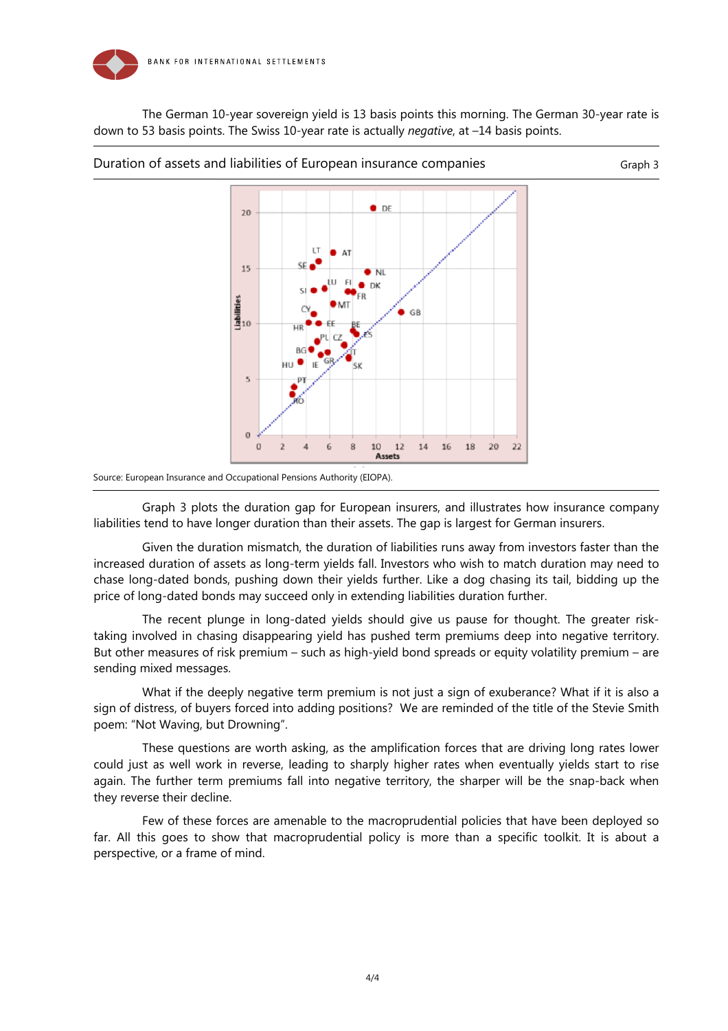The German 10-year sovereign yield is 13 basis points this morning. The German 30-year rate is down to 53 basis points. The Swiss 10-year rate is actually *negative*, at –14 basis points.

Duration of assets and liabilities of European insurance companies

Graph 3

Liabilities

20
15
10
5
0

0 2 4 6 8 10 12 14 16 18 20 22

Assets

DE AT LT SE NL LU FI DK SI FR MT CY GB HR EE BE PL CZ ES BG IT GR HU IE SK PT RO

Source: European Insurance and Occupational Pensions Authority (EIOPA).

Graph 3 plots the duration gap for European insurers, and illustrates how insurance company liabilities tend to have longer duration than their assets. The gap is largest for German insurers.

Given the duration mismatch, the duration of liabilities runs away from investors faster than the increased duration of assets as long-term yields fall. Investors who wish to match duration may need to chase long-dated bonds, pushing down their yields further. Like a dog chasing its tail, bidding up the price of long-dated bonds may succeed only in extending liabilities duration further.

The recent plunge in long-dated yields should give us pause for thought. The greater risk-taking involved in chasing disappearing yield has pushed term premiums deep into negative territory. But other measures of risk premium – such as high-yield bond spreads or equity volatility premium – are sending mixed messages.

What if the deeply negative term premium is not just a sign of exuberance? What if it is also a sign of distress, of buyers forced into adding positions? We are reminded of the title of the Stevie Smith poem: "Not Waving, but Drowning".

These questions are worth asking, as the amplification forces that are driving long rates lower could just as well work in reverse, leading to sharply higher rates when eventually yields start to rise again. The further term premiums fall into negative territory, the sharper will be the snap-back when they reverse their decline.

Few of these forces are amenable to the macroprudential policies that have been deployed so far. All this goes to show that macroprudential policy is more than a specific toolkit. It is about a perspective, or a frame of mind.